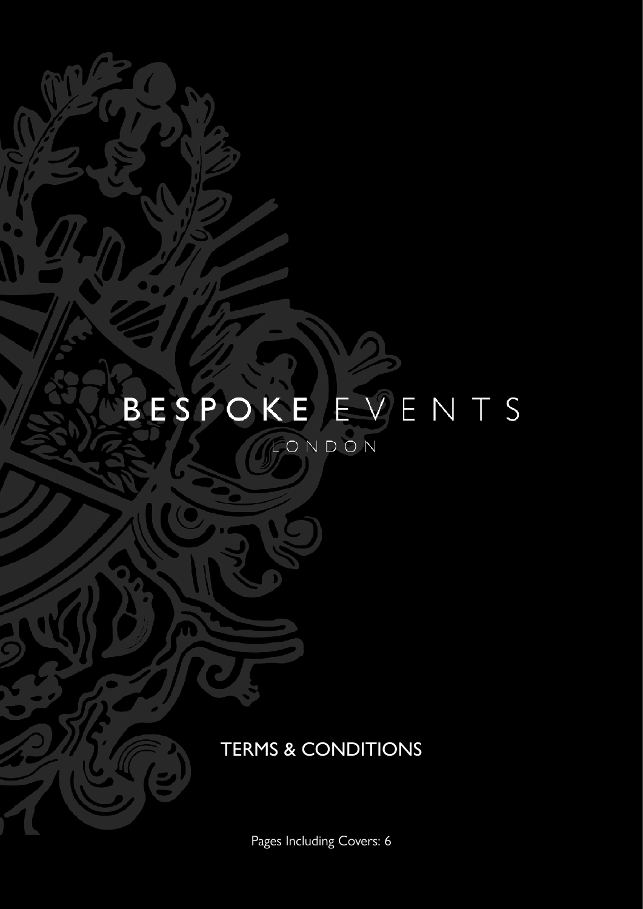# BESPOKE EVENTS

LONDON

## TERMS & CONDITIONS

Pages Including Covers: 6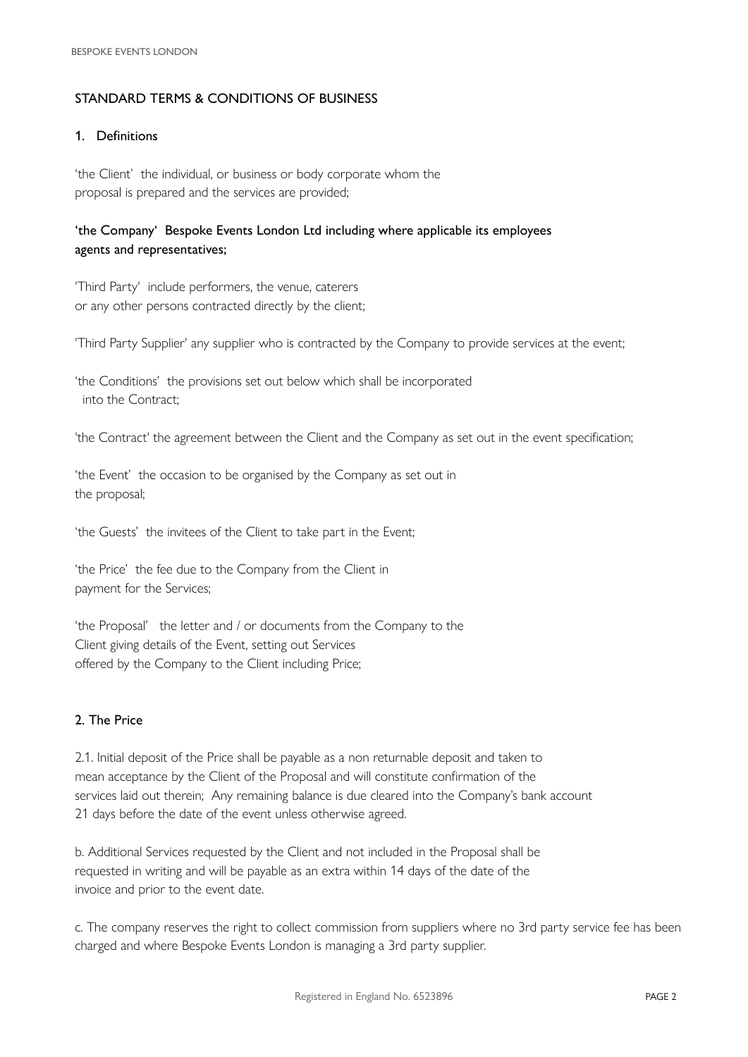## STANDARD TERMS & CONDITIONS OF BUSINESS

### 1. Definitions

'the Client' the individual, or business or body corporate whom the proposal is prepared and the services are provided;

**'the Company' Bespoke Events London Ltd including where applicable its employees agents and representatives;**

'Third Party' include performers, the venue, caterers or any other persons contracted directly by the client;

'Third Party Supplier' any supplier who is contracted by the Company to provide services at the event;

'the Conditions' the provisions set out below which shall be incorporated into the Contract;

'the Contract' the agreement between the Client and the Company as set out in the event specification;

'the Event' the occasion to be organised by the Company as set out in the proposal;

'the Guests' the invitees of the Client to take part in the Event;

'the Price' the fee due to the Company from the Client in payment for the Services;

'the Proposal' the letter and / or documents from the Company to the Client giving details of the Event, setting out Services offered by the Company to the Client including Price;

### 2. The Price

2.1. Initial deposit of the Price shall be payable as a non returnable deposit and taken to mean acceptance by the Client of the Proposal and will constitute confirmation of the services laid out therein; Any remaining balance is due cleared into the Company's bank account 21 days before the date of the event unless otherwise agreed.

b. Additional Services requested by the Client and not included in the Proposal shall be requested in writing and will be payable as an extra within 14 days of the date of the invoice and prior to the event date.

c. The company reserves the right to collect commission from suppliers where no 3rd party service fee has been charged and where Bespoke Events London is managing a 3rd party supplier.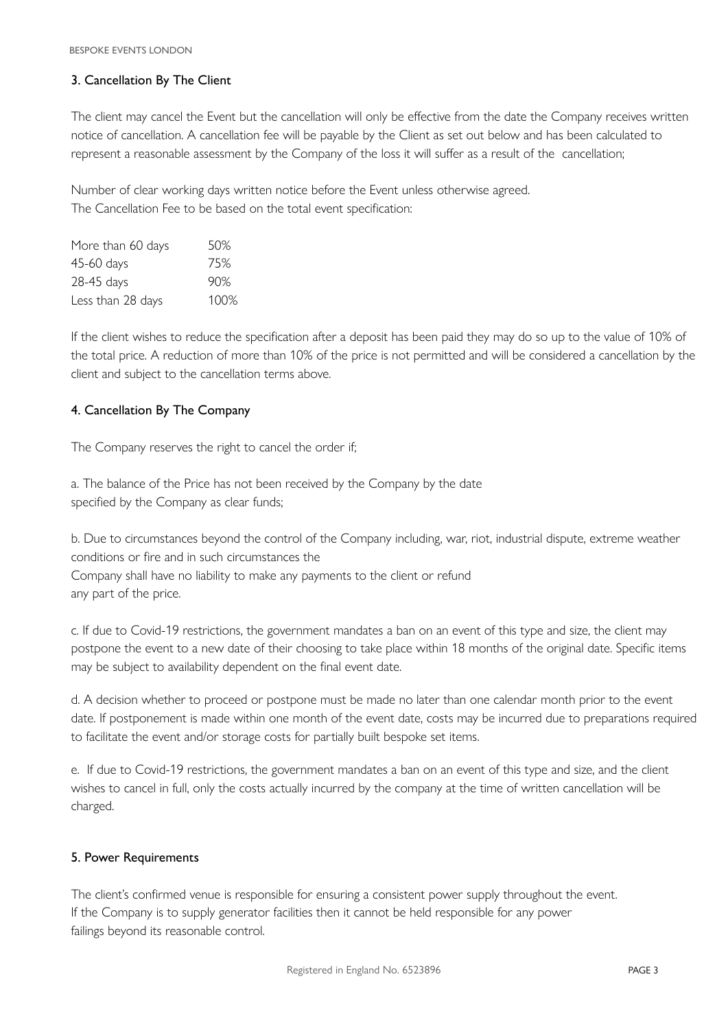## 3. Cancellation By The Client

The client may cancel the Event but the cancellation will only be effective from the date the Company receives written notice of cancellation. A cancellation fee will be payable by the Client as set out below and has been calculated to represent a reasonable assessment by the Company of the loss it will suffer as a result of the cancellation;

Number of clear working days written notice before the Event unless otherwise agreed.
The Cancellation Fee to be based on the total event specification:

| | |
|---|---|
| More than 60 days | 50% |
| 45-60 days | 75% |
| 28-45 days | 90% |
| Less than 28 days | 100% |

If the client wishes to reduce the specification after a deposit has been paid they may do so up to the value of 10% of the total price. A reduction of more than 10% of the price is not permitted and will be considered a cancellation by the client and subject to the cancellation terms above.

## 4. Cancellation By The Company

The Company reserves the right to cancel the order if;

a. The balance of the Price has not been received by the Company by the date specified by the Company as clear funds;

b. Due to circumstances beyond the control of the Company including, war, riot, industrial dispute, extreme weather conditions or fire and in such circumstances the Company shall have no liability to make any payments to the client or refund any part of the price.

c. If due to Covid-19 restrictions, the government mandates a ban on an event of this type and size, the client may postpone the event to a new date of their choosing to take place within 18 months of the original date. Specific items may be subject to availability dependent on the final event date.

d. A decision whether to proceed or postpone must be made no later than one calendar month prior to the event date. If postponement is made within one month of the event date, costs may be incurred due to preparations required to facilitate the event and/or storage costs for partially built bespoke set items.

e. If due to Covid-19 restrictions, the government mandates a ban on an event of this type and size, and the client wishes to cancel in full, only the costs actually incurred by the company at the time of written cancellation will be charged.

## 5. Power Requirements

The client's confirmed venue is responsible for ensuring a consistent power supply throughout the event. If the Company is to supply generator facilities then it cannot be held responsible for any power failings beyond its reasonable control.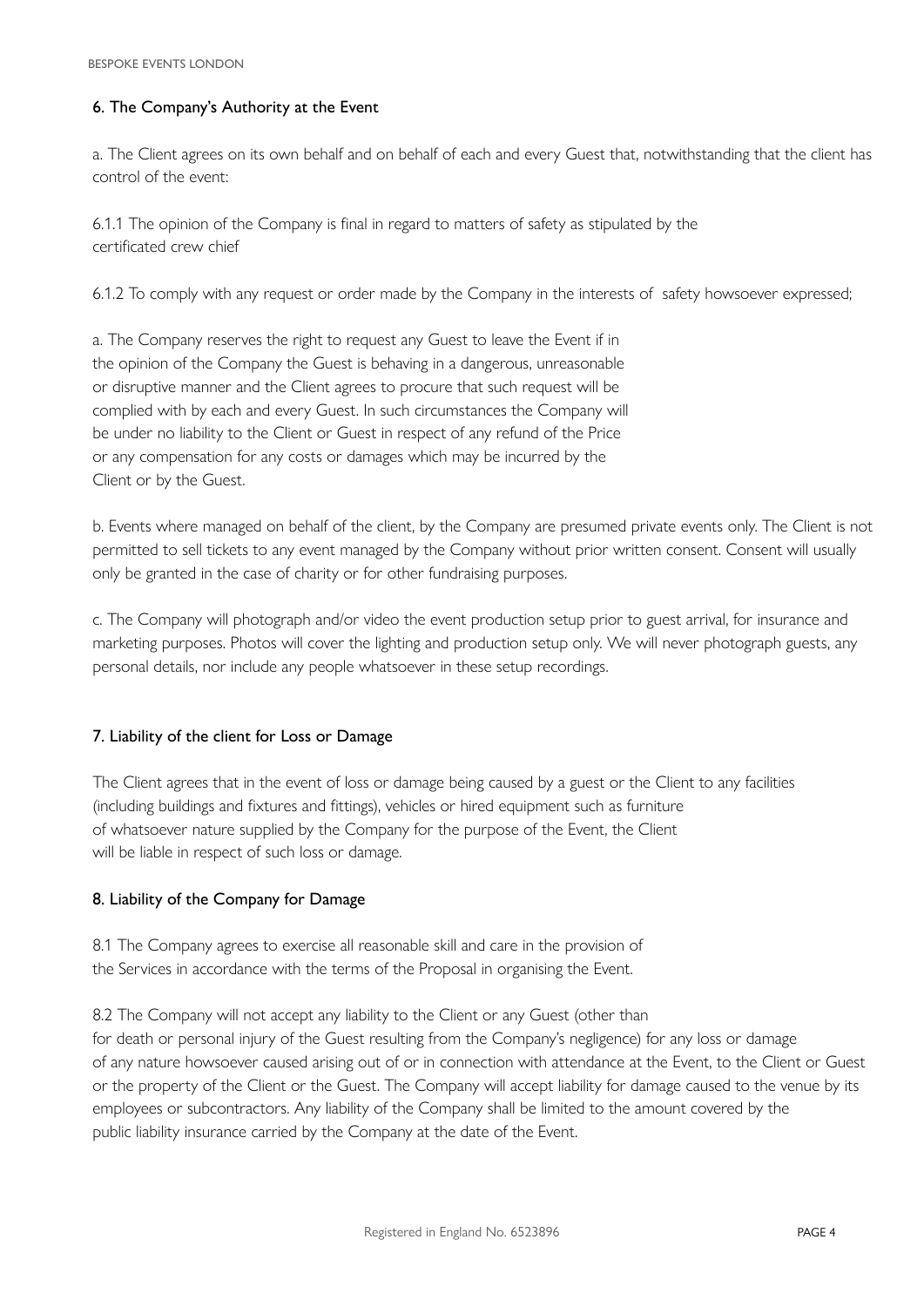## 6. The Company's Authority at the Event

a. The Client agrees on its own behalf and on behalf of each and every Guest that, notwithstanding that the client has control of the event:

6.1.1 The opinion of the Company is final in regard to matters of safety as stipulated by the certificated crew chief

6.1.2 To comply with any request or order made by the Company in the interests of safety howsoever expressed;

a. The Company reserves the right to request any Guest to leave the Event if in the opinion of the Company the Guest is behaving in a dangerous, unreasonable or disruptive manner and the Client agrees to procure that such request will be complied with by each and every Guest. In such circumstances the Company will be under no liability to the Client or Guest in respect of any refund of the Price or any compensation for any costs or damages which may be incurred by the Client or by the Guest.

b. Events where managed on behalf of the client, by the Company are presumed private events only. The Client is not permitted to sell tickets to any event managed by the Company without prior written consent. Consent will usually only be granted in the case of charity or for other fundraising purposes.

c. The Company will photograph and/or video the event production setup prior to guest arrival, for insurance and marketing purposes. Photos will cover the lighting and production setup only. We will never photograph guests, any personal details, nor include any people whatsoever in these setup recordings.

## 7. Liability of the client for Loss or Damage

The Client agrees that in the event of loss or damage being caused by a guest or the Client to any facilities (including buildings and fixtures and fittings), vehicles or hired equipment such as furniture of whatsoever nature supplied by the Company for the purpose of the Event, the Client will be liable in respect of such loss or damage.

## 8. Liability of the Company for Damage

8.1 The Company agrees to exercise all reasonable skill and care in the provision of the Services in accordance with the terms of the Proposal in organising the Event.

8.2 The Company will not accept any liability to the Client or any Guest (other than for death or personal injury of the Guest resulting from the Company's negligence) for any loss or damage of any nature howsoever caused arising out of or in connection with attendance at the Event, to the Client or Guest or the property of the Client or the Guest. The Company will accept liability for damage caused to the venue by its employees or subcontractors. Any liability of the Company shall be limited to the amount covered by the public liability insurance carried by the Company at the date of the Event.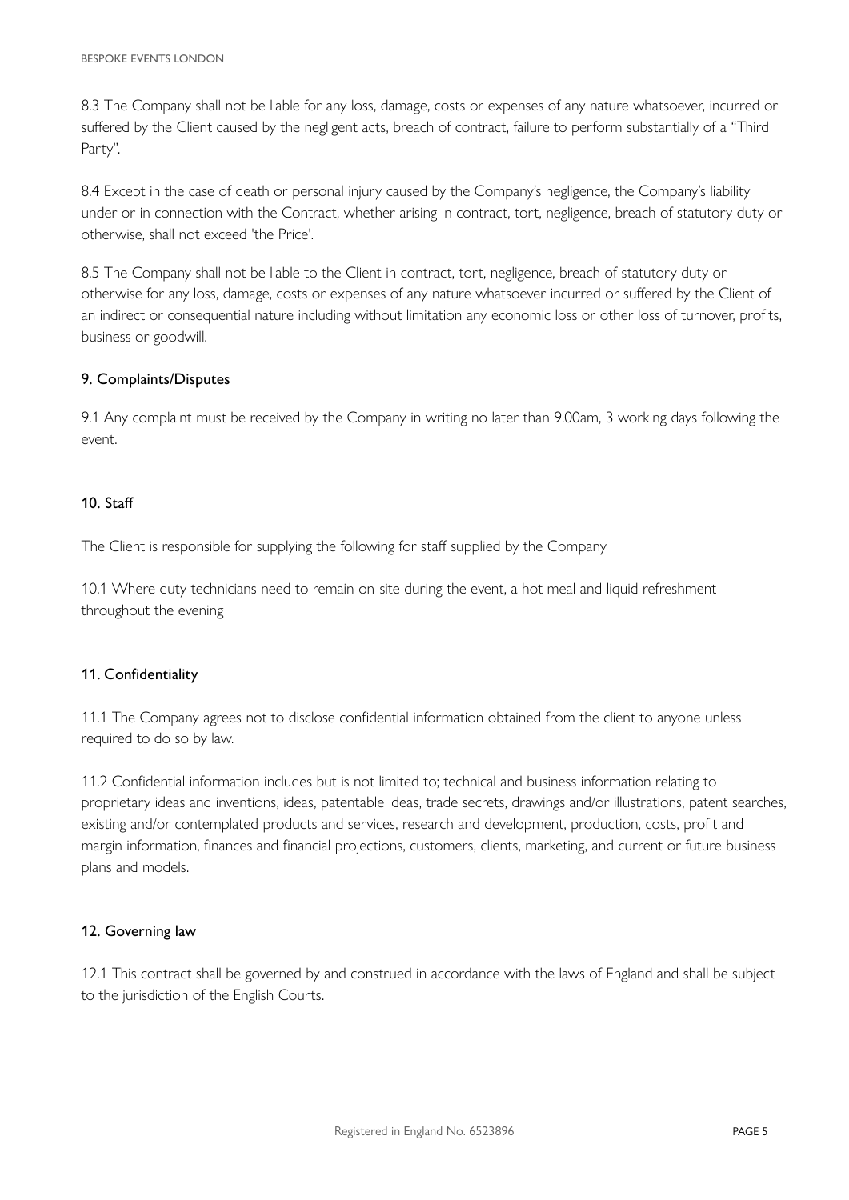8.3 The Company shall not be liable for any loss, damage, costs or expenses of any nature whatsoever, incurred or suffered by the Client caused by the negligent acts, breach of contract, failure to perform substantially of a "Third Party".

8.4 Except in the case of death or personal injury caused by the Company's negligence, the Company's liability under or in connection with the Contract, whether arising in contract, tort, negligence, breach of statutory duty or otherwise, shall not exceed 'the Price'.

8.5 The Company shall not be liable to the Client in contract, tort, negligence, breach of statutory duty or otherwise for any loss, damage, costs or expenses of any nature whatsoever incurred or suffered by the Client of an indirect or consequential nature including without limitation any economic loss or other loss of turnover, profits, business or goodwill.

## 9. Complaints/Disputes

9.1 Any complaint must be received by the Company in writing no later than 9.00am, 3 working days following the event.

## 10. Staff

The Client is responsible for supplying the following for staff supplied by the Company

10.1 Where duty technicians need to remain on-site during the event, a hot meal and liquid refreshment throughout the evening

## 11. Confidentiality

11.1 The Company agrees not to disclose confidential information obtained from the client to anyone unless required to do so by law.

11.2 Confidential information includes but is not limited to; technical and business information relating to proprietary ideas and inventions, ideas, patentable ideas, trade secrets, drawings and/or illustrations, patent searches, existing and/or contemplated products and services, research and development, production, costs, profit and margin information, finances and financial projections, customers, clients, marketing, and current or future business plans and models.

## 12. Governing law

12.1 This contract shall be governed by and construed in accordance with the laws of England and shall be subject to the jurisdiction of the English Courts.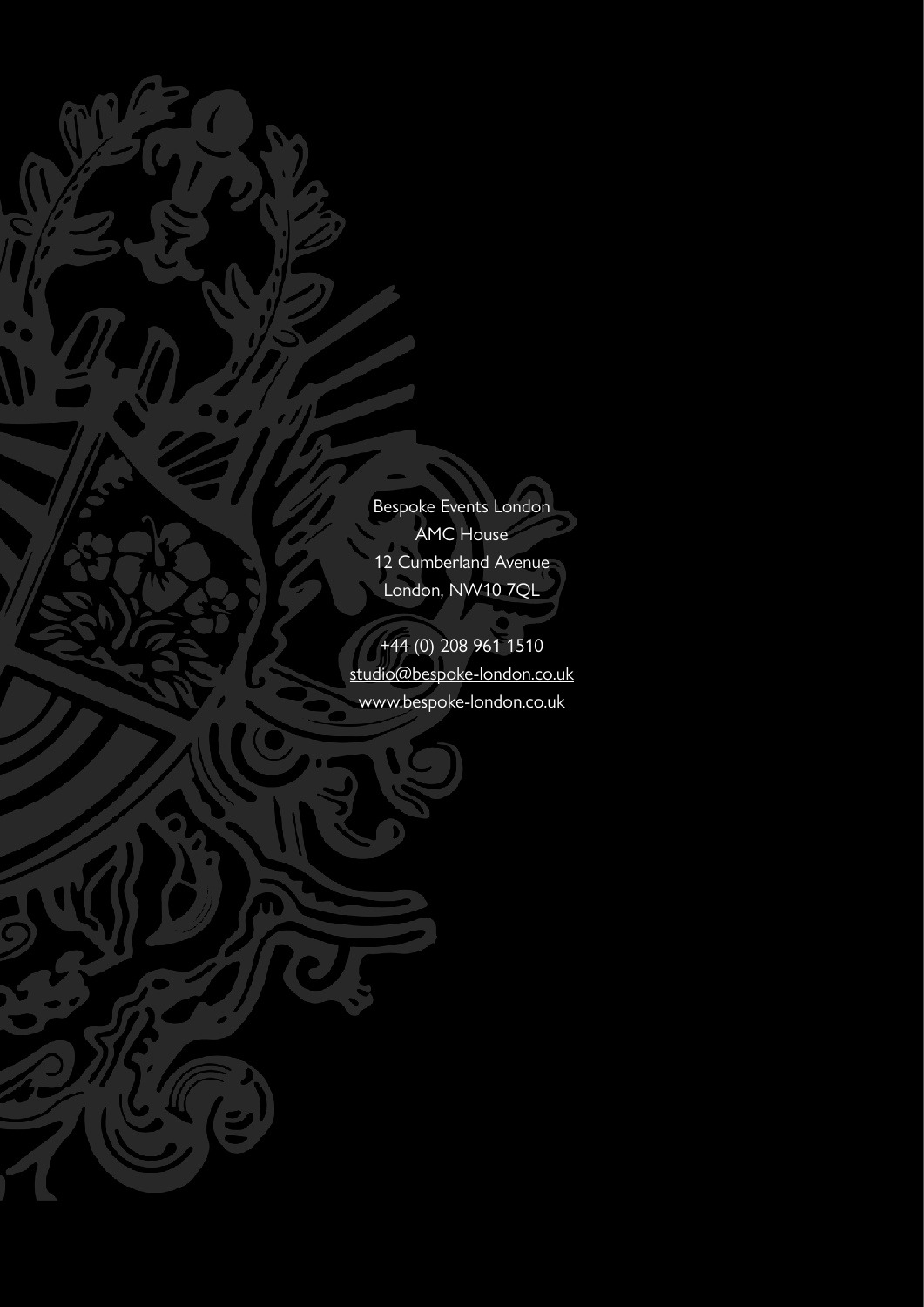Bespoke Events London
AMC House
12 Cumberland Avenue
London, NW10 7QL

+44 (0) 208 961 1510
studio@bespoke-london.co.uk
www.bespoke-london.co.uk